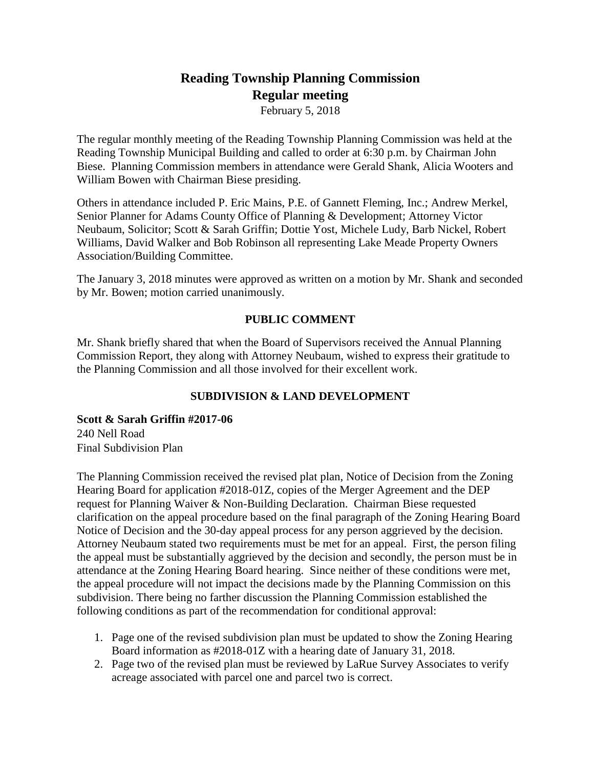# Reading Township Planning Commission
## Regular meeting

February 5, 2018

The regular monthly meeting of the Reading Township Planning Commission was held at the Reading Township Municipal Building and called to order at 6:30 p.m. by Chairman John Biese. Planning Commission members in attendance were Gerald Shank, Alicia Wooters and William Bowen with Chairman Biese presiding.

Others in attendance included P. Eric Mains, P.E. of Gannett Fleming, Inc.; Andrew Merkel, Senior Planner for Adams County Office of Planning & Development; Attorney Victor Neubaum, Solicitor; Scott & Sarah Griffin; Dottie Yost, Michele Ludy, Barb Nickel, Robert Williams, David Walker and Bob Robinson all representing Lake Meade Property Owners Association/Building Committee.

The January 3, 2018 minutes were approved as written on a motion by Mr. Shank and seconded by Mr. Bowen; motion carried unanimously.

### PUBLIC COMMENT

Mr. Shank briefly shared that when the Board of Supervisors received the Annual Planning Commission Report, they along with Attorney Neubaum, wished to express their gratitude to the Planning Commission and all those involved for their excellent work.

### SUBDIVISION & LAND DEVELOPMENT

**Scott & Sarah Griffin #2017-06**
240 Nell Road
Final Subdivision Plan

The Planning Commission received the revised plat plan, Notice of Decision from the Zoning Hearing Board for application #2018-01Z, copies of the Merger Agreement and the DEP request for Planning Waiver & Non-Building Declaration. Chairman Biese requested clarification on the appeal procedure based on the final paragraph of the Zoning Hearing Board Notice of Decision and the 30-day appeal process for any person aggrieved by the decision. Attorney Neubaum stated two requirements must be met for an appeal. First, the person filing the appeal must be substantially aggrieved by the decision and secondly, the person must be in attendance at the Zoning Hearing Board hearing. Since neither of these conditions were met, the appeal procedure will not impact the decisions made by the Planning Commission on this subdivision. There being no farther discussion the Planning Commission established the following conditions as part of the recommendation for conditional approval:

1. Page one of the revised subdivision plan must be updated to show the Zoning Hearing Board information as #2018-01Z with a hearing date of January 31, 2018.
2. Page two of the revised plan must be reviewed by LaRue Survey Associates to verify acreage associated with parcel one and parcel two is correct.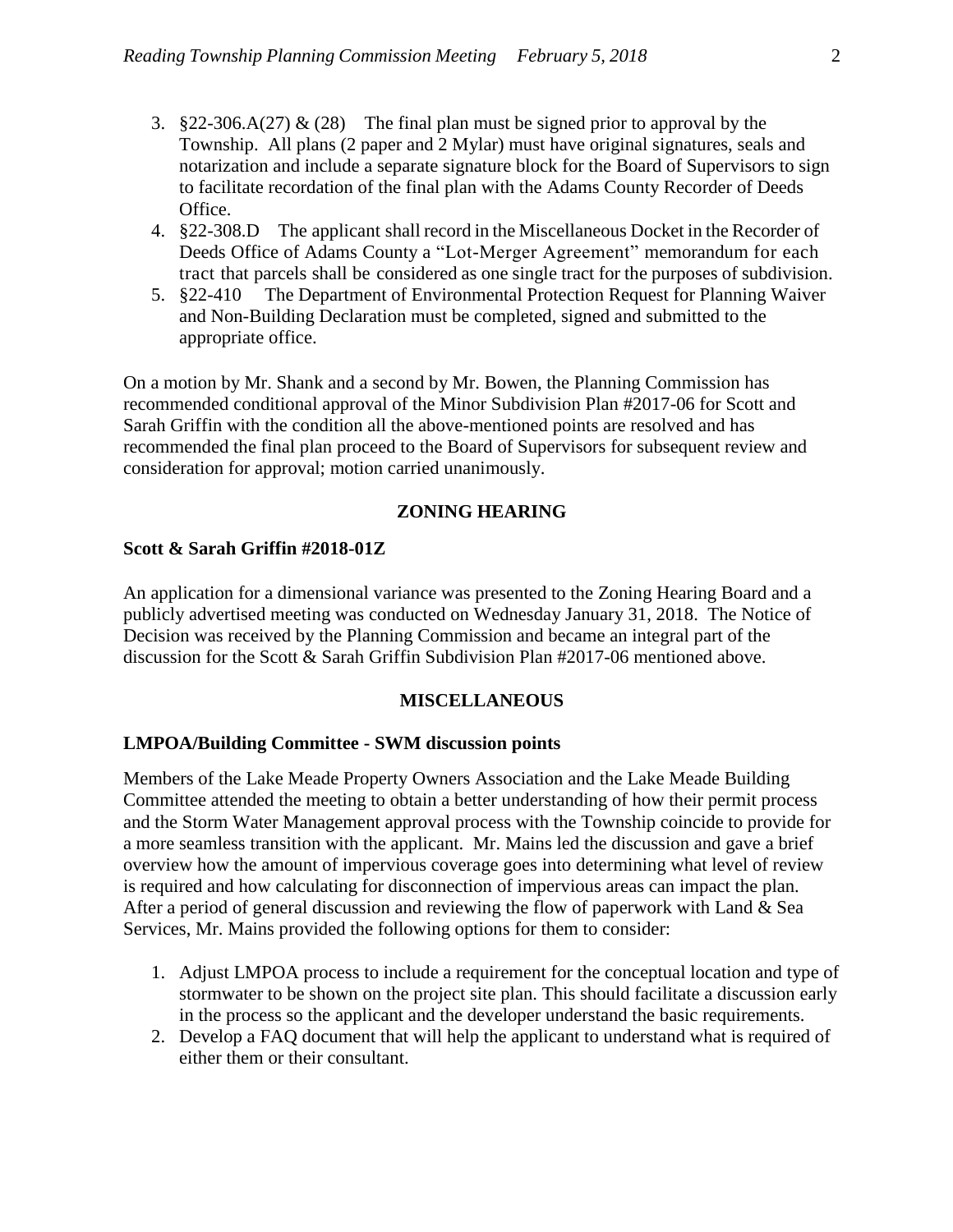3. §22-306.A(27) & (28) The final plan must be signed prior to approval by the Township. All plans (2 paper and 2 Mylar) must have original signatures, seals and notarization and include a separate signature block for the Board of Supervisors to sign to facilitate recordation of the final plan with the Adams County Recorder of Deeds Office.
4. §22-308.D The applicant shall record in the Miscellaneous Docket in the Recorder of Deeds Office of Adams County a "Lot-Merger Agreement" memorandum for each tract that parcels shall be considered as one single tract for the purposes of subdivision.
5. §22-410 The Department of Environmental Protection Request for Planning Waiver and Non-Building Declaration must be completed, signed and submitted to the appropriate office.

On a motion by Mr. Shank and a second by Mr. Bowen, the Planning Commission has recommended conditional approval of the Minor Subdivision Plan #2017-06 for Scott and Sarah Griffin with the condition all the above-mentioned points are resolved and has recommended the final plan proceed to the Board of Supervisors for subsequent review and consideration for approval; motion carried unanimously.

## ZONING HEARING

**Scott & Sarah Griffin #2018-01Z**

An application for a dimensional variance was presented to the Zoning Hearing Board and a publicly advertised meeting was conducted on Wednesday January 31, 2018. The Notice of Decision was received by the Planning Commission and became an integral part of the discussion for the Scott & Sarah Griffin Subdivision Plan #2017-06 mentioned above.

## MISCELLANEOUS

**LMPOA/Building Committee - SWM discussion points**

Members of the Lake Meade Property Owners Association and the Lake Meade Building Committee attended the meeting to obtain a better understanding of how their permit process and the Storm Water Management approval process with the Township coincide to provide for a more seamless transition with the applicant. Mr. Mains led the discussion and gave a brief overview how the amount of impervious coverage goes into determining what level of review is required and how calculating for disconnection of impervious areas can impact the plan. After a period of general discussion and reviewing the flow of paperwork with Land & Sea Services, Mr. Mains provided the following options for them to consider:

1. Adjust LMPOA process to include a requirement for the conceptual location and type of stormwater to be shown on the project site plan. This should facilitate a discussion early in the process so the applicant and the developer understand the basic requirements.
2. Develop a FAQ document that will help the applicant to understand what is required of either them or their consultant.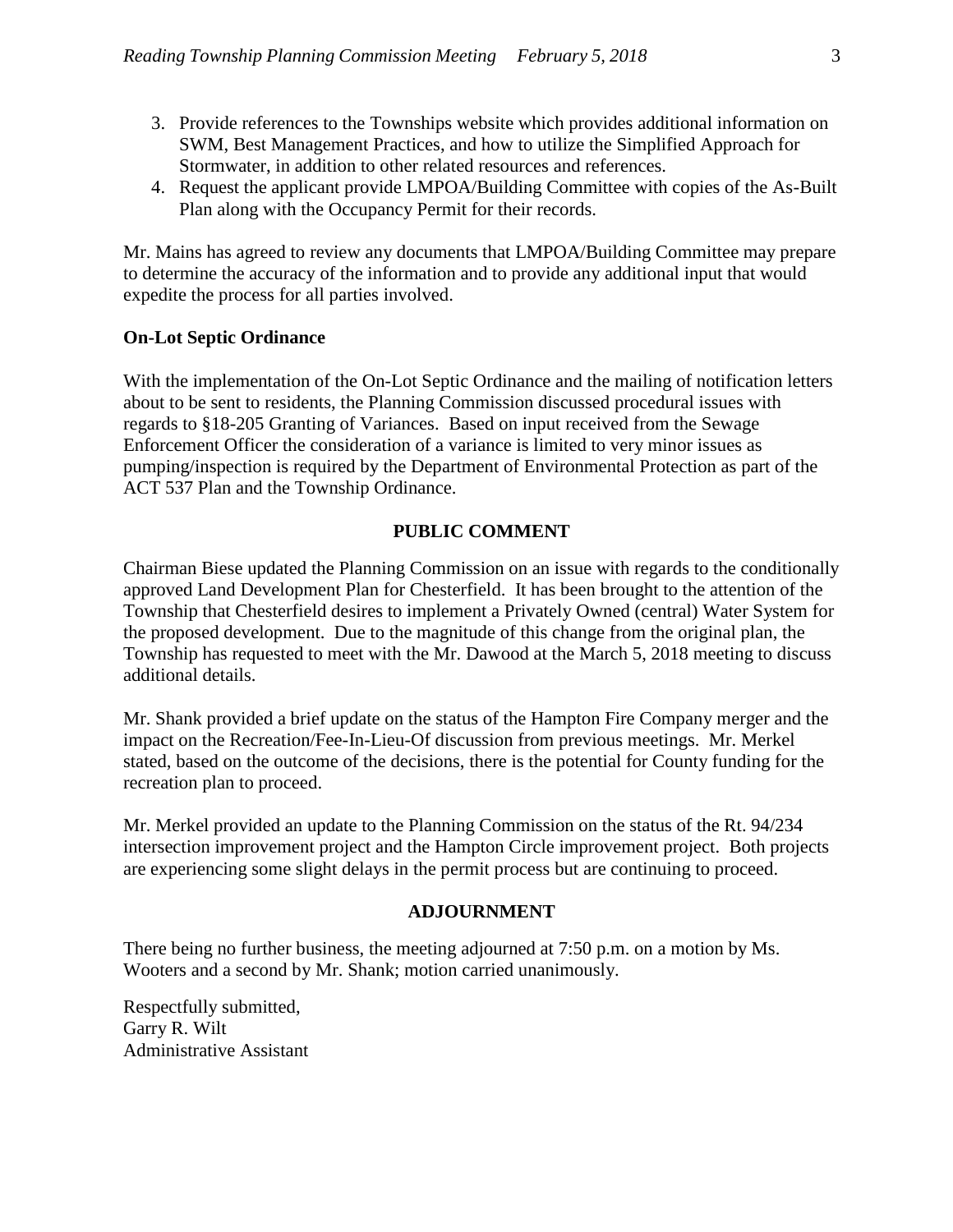3. Provide references to the Townships website which provides additional information on SWM, Best Management Practices, and how to utilize the Simplified Approach for Stormwater, in addition to other related resources and references.
4. Request the applicant provide LMPOA/Building Committee with copies of the As-Built Plan along with the Occupancy Permit for their records.

Mr. Mains has agreed to review any documents that LMPOA/Building Committee may prepare to determine the accuracy of the information and to provide any additional input that would expedite the process for all parties involved.

**On-Lot Septic Ordinance**

With the implementation of the On-Lot Septic Ordinance and the mailing of notification letters about to be sent to residents, the Planning Commission discussed procedural issues with regards to §18-205 Granting of Variances. Based on input received from the Sewage Enforcement Officer the consideration of a variance is limited to very minor issues as pumping/inspection is required by the Department of Environmental Protection as part of the ACT 537 Plan and the Township Ordinance.

## PUBLIC COMMENT

Chairman Biese updated the Planning Commission on an issue with regards to the conditionally approved Land Development Plan for Chesterfield. It has been brought to the attention of the Township that Chesterfield desires to implement a Privately Owned (central) Water System for the proposed development. Due to the magnitude of this change from the original plan, the Township has requested to meet with the Mr. Dawood at the March 5, 2018 meeting to discuss additional details.

Mr. Shank provided a brief update on the status of the Hampton Fire Company merger and the impact on the Recreation/Fee-In-Lieu-Of discussion from previous meetings. Mr. Merkel stated, based on the outcome of the decisions, there is the potential for County funding for the recreation plan to proceed.

Mr. Merkel provided an update to the Planning Commission on the status of the Rt. 94/234 intersection improvement project and the Hampton Circle improvement project. Both projects are experiencing some slight delays in the permit process but are continuing to proceed.

## ADJOURNMENT

There being no further business, the meeting adjourned at 7:50 p.m. on a motion by Ms. Wooters and a second by Mr. Shank; motion carried unanimously.

Respectfully submitted,
Garry R. Wilt
Administrative Assistant